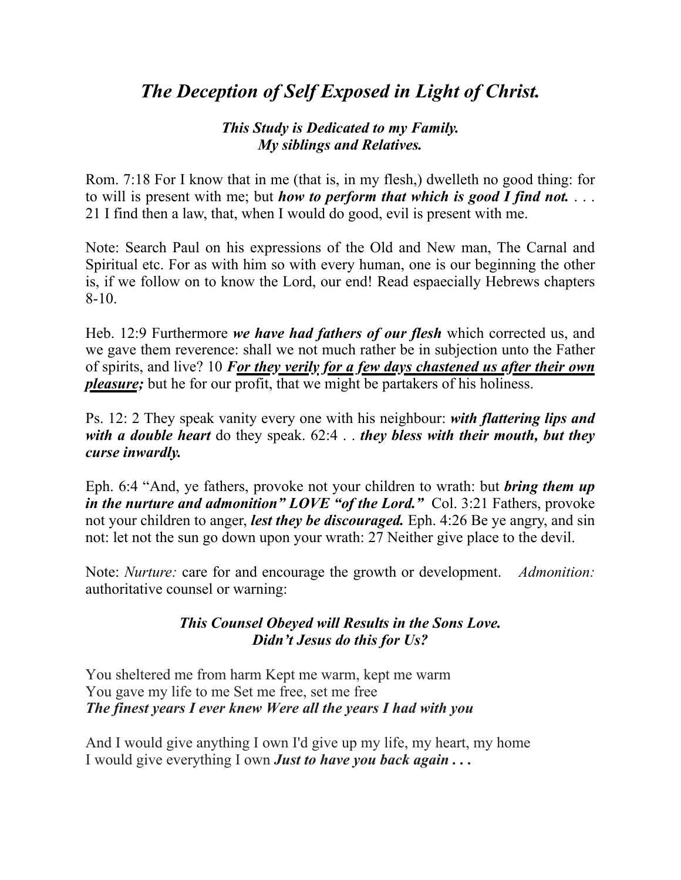# *The Deception of Self Exposed in Light of Christ.*

***This Study is Dedicated to my Family.***
***My siblings and Relatives.***

Rom. 7:18 For I know that in me (that is, in my flesh,) dwelleth no good thing: for to will is present with me; but ***how to perform that which is good I find not.*** . . . 21 I find then a law, that, when I would do good, evil is present with me.

Note: Search Paul on his expressions of the Old and New man, The Carnal and Spiritual etc. For as with him so with every human, one is our beginning the other is, if we follow on to know the Lord, our end! Read espaecially Hebrews chapters 8-10.

Heb. 12:9 Furthermore ***we have had fathers of our flesh*** which corrected us, and we gave them reverence: shall we not much rather be in subjection unto the Father of spirits, and live? 10 ***<u>For they verily for a few days chastened us after their own pleasure;</u>*** but he for our profit, that we might be partakers of his holiness.

Ps. 12: 2 They speak vanity every one with his neighbour: ***with flattering lips and with a double heart*** do they speak. 62:4 . . ***they bless with their mouth, but they curse inwardly.***

Eph. 6:4 "And, ye fathers, provoke not your children to wrath: but ***bring them up in the nurture and admonition" LOVE "of the Lord."*** Col. 3:21 Fathers, provoke not your children to anger, ***lest they be discouraged.*** Eph. 4:26 Be ye angry, and sin not: let not the sun go down upon your wrath: 27 Neither give place to the devil.

Note: *Nurture:* care for and encourage the growth or development. *Admonition:* authoritative counsel or warning:

***This Counsel Obeyed will Results in the Sons Love.***
***Didn't Jesus do this for Us?***

You sheltered me from harm Kept me warm, kept me warm
You gave my life to me Set me free, set me free
***The finest years I ever knew Were all the years I had with you***

And I would give anything I own I'd give up my life, my heart, my home
I would give everything I own ***Just to have you back again . . .***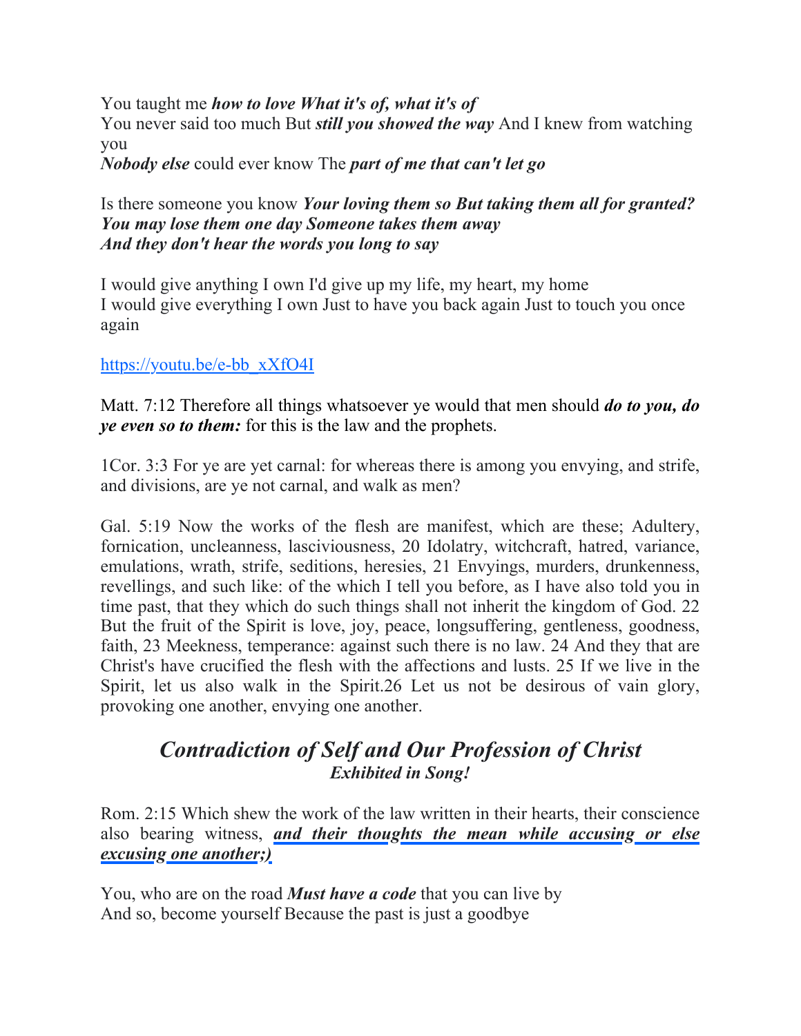You taught me ***how to love What it's of, what it's of***
You never said too much But ***still you showed the way*** And I knew from watching you
***Nobody else*** could ever know The ***part of me that can't let go***

Is there someone you know ***Your loving them so But taking them all for granted? You may lose them one day Someone takes them away And they don't hear the words you long to say***

I would give anything I own I'd give up my life, my heart, my home
I would give everything I own Just to have you back again Just to touch you once again

[https://youtu.be/e-bb_xXfO4I](https://youtu.be/e-bb_xXfO4I)

Matt. 7:12 Therefore all things whatsoever ye would that men should ***do to you, do ye even so to them:*** for this is the law and the prophets.

1Cor. 3:3 For ye are yet carnal: for whereas there is among you envying, and strife, and divisions, are ye not carnal, and walk as men?

Gal. 5:19 Now the works of the flesh are manifest, which are these; Adultery, fornication, uncleanness, lasciviousness, 20 Idolatry, witchcraft, hatred, variance, emulations, wrath, strife, seditions, heresies, 21 Envyings, murders, drunkenness, revellings, and such like: of the which I tell you before, as I have also told you in time past, that they which do such things shall not inherit the kingdom of God. 22 But the fruit of the Spirit is love, joy, peace, longsuffering, gentleness, goodness, faith, 23 Meekness, temperance: against such there is no law. 24 And they that are Christ's have crucified the flesh with the affections and lusts. 25 If we live in the Spirit, let us also walk in the Spirit.26 Let us not be desirous of vain glory, provoking one another, envying one another.

## *Contradiction of Self and Our Profession of Christ*

***Exhibited in Song!***

Rom. 2:15 Which shew the work of the law written in their hearts, their conscience also bearing witness, ***and their thoughts the mean while accusing or else excusing one another;)***

You, who are on the road ***Must have a code*** that you can live by
And so, become yourself Because the past is just a goodbye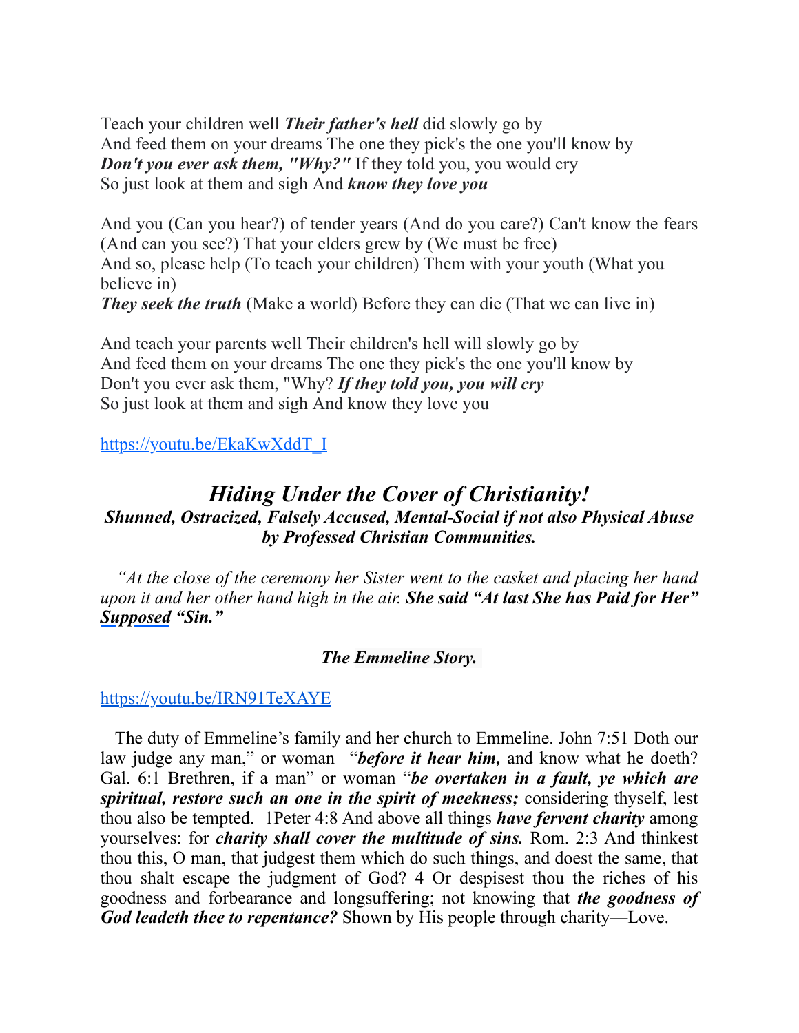Teach your children well ***Their father's hell*** did slowly go by
And feed them on your dreams The one they pick's the one you'll know by
***Don't you ever ask them, "Why?"*** If they told you, you would cry
So just look at them and sigh And ***know they love you***

And you (Can you hear?) of tender years (And do you care?) Can't know the fears (And can you see?) That your elders grew by (We must be free)
And so, please help (To teach your children) Them with your youth (What you believe in)
***They seek the truth*** (Make a world) Before they can die (That we can live in)

And teach your parents well Their children's hell will slowly go by
And feed them on your dreams The one they pick's the one you'll know by
Don't you ever ask them, "Why? ***If they told you, you will cry***
So just look at them and sigh And know they love you

https://youtu.be/EkaKwXddT_I

## *Hiding Under the Cover of Christianity!*

### *Shunned, Ostracized, Falsely Accused, Mental-Social if not also Physical Abuse by Professed Christian Communities.*

*"At the close of the ceremony her Sister went to the casket and placing her hand upon it and her other hand high in the air.* ***She said "At last She has Paid for Her" <u>Supposed</u> "Sin."***

***The Emmeline Story.***

https://youtu.be/IRN91TeXAYE

The duty of Emmeline's family and her church to Emmeline. John 7:51 Doth our law judge any man," or woman "***before it hear him,*** and know what he doeth? Gal. 6:1 Brethren, if a man" or woman "***be overtaken in a fault, ye which are spiritual, restore such an one in the spirit of meekness;*** considering thyself, lest thou also be tempted. 1Peter 4:8 And above all things ***have fervent charity*** among yourselves: for ***charity shall cover the multitude of sins.*** Rom. 2:3 And thinkest thou this, O man, that judgest them which do such things, and doest the same, that thou shalt escape the judgment of God? 4 Or despisest thou the riches of his goodness and forbearance and longsuffering; not knowing that ***the goodness of God leadeth thee to repentance?*** Shown by His people through charity—Love.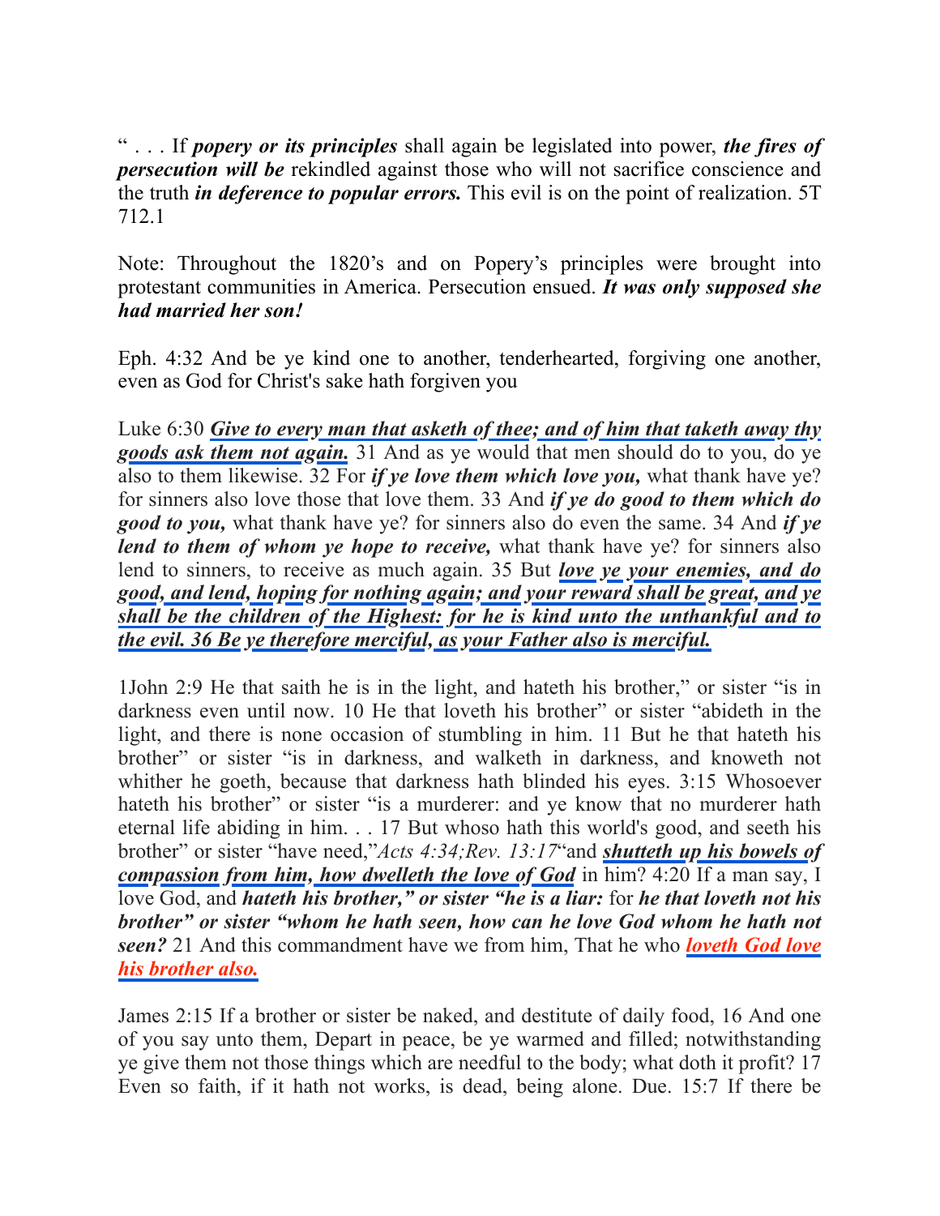" . . . If ***popery or its principles*** shall again be legislated into power, ***the fires of persecution will be*** rekindled against those who will not sacrifice conscience and the truth ***in deference to popular errors.*** This evil is on the point of realization. 5T 712.1

Note: Throughout the 1820's and on Popery's principles were brought into protestant communities in America. Persecution ensued. ***It was only supposed she had married her son!***

Eph. 4:32 And be ye kind one to another, tenderhearted, forgiving one another, even as God for Christ's sake hath forgiven you

Luke 6:30 ***Give to every man that asketh of thee; and of him that taketh away thy goods ask them not again.*** 31 And as ye would that men should do to you, do ye also to them likewise. 32 For ***if ye love them which love you,*** what thank have ye? for sinners also love those that love them. 33 And ***if ye do good to them which do good to you,*** what thank have ye? for sinners also do even the same. 34 And ***if ye lend to them of whom ye hope to receive,*** what thank have ye? for sinners also lend to sinners, to receive as much again. 35 But ***love ye your enemies, and do good, and lend, hoping for nothing again; and your reward shall be great, and ye shall be the children of the Highest: for he is kind unto the unthankful and to the evil. 36 Be ye therefore merciful, as your Father also is merciful.***

1John 2:9 He that saith he is in the light, and hateth his brother," or sister "is in darkness even until now. 10 He that loveth his brother" or sister "abideth in the light, and there is none occasion of stumbling in him. 11 But he that hateth his brother" or sister "is in darkness, and walketh in darkness, and knoweth not whither he goeth, because that darkness hath blinded his eyes. 3:15 Whosoever hateth his brother" or sister "is a murderer: and ye know that no murderer hath eternal life abiding in him. . . 17 But whoso hath this world's good, and seeth his brother" or sister "have need,"*Acts 4:34;Rev. 13:17*"and ***shutteth up his bowels of compassion from him, how dwelleth the love of God*** in him? 4:20 If a man say, I love God, and ***hateth his brother," or sister "he is a liar:*** for ***he that loveth not his brother" or sister "whom he hath seen, how can he love God whom he hath not seen?*** 21 And this commandment have we from him, That he who ***loveth God love his brother also.***

James 2:15 If a brother or sister be naked, and destitute of daily food, 16 And one of you say unto them, Depart in peace, be ye warmed and filled; notwithstanding ye give them not those things which are needful to the body; what doth it profit? 17 Even so faith, if it hath not works, is dead, being alone. Due. 15:7 If there be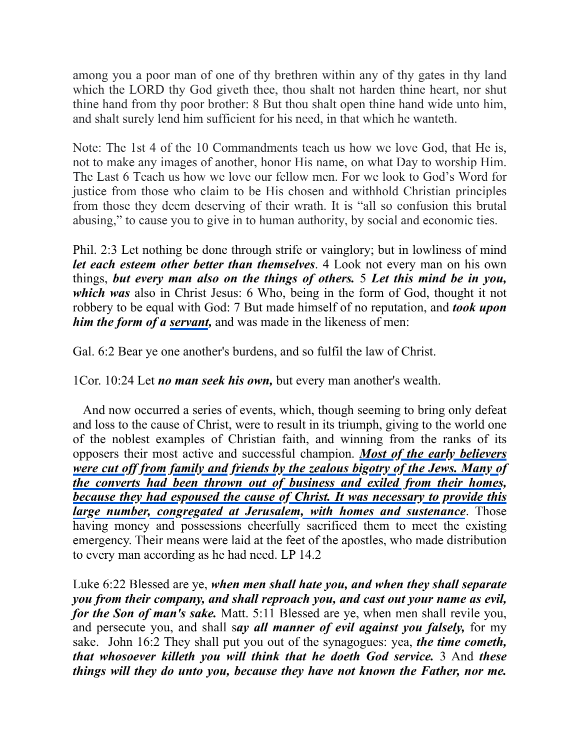among you a poor man of one of thy brethren within any of thy gates in thy land which the LORD thy God giveth thee, thou shalt not harden thine heart, nor shut thine hand from thy poor brother: 8 But thou shalt open thine hand wide unto him, and shalt surely lend him sufficient for his need, in that which he wanteth.

Note: The 1st 4 of the 10 Commandments teach us how we love God, that He is, not to make any images of another, honor His name, on what Day to worship Him. The Last 6 Teach us how we love our fellow men. For we look to God's Word for justice from those who claim to be His chosen and withhold Christian principles from those they deem deserving of their wrath. It is "all so confusion this brutal abusing," to cause you to give in to human authority, by social and economic ties.

Phil. 2:3 Let nothing be done through strife or vainglory; but in lowliness of mind ***let each esteem other better than themselves***. 4 Look not every man on his own things, ***but every man also on the things of others.*** 5 ***Let this mind be in you, which was*** also in Christ Jesus: 6 Who, being in the form of God, thought it not robbery to be equal with God: 7 But made himself of no reputation, and ***took upon him the form of a <u>servant</u>,*** and was made in the likeness of men:

Gal. 6:2 Bear ye one another's burdens, and so fulfil the law of Christ.

1Cor. 10:24 Let ***no man seek his own,*** but every man another's wealth.

And now occurred a series of events, which, though seeming to bring only defeat and loss to the cause of Christ, were to result in its triumph, giving to the world one of the noblest examples of Christian faith, and winning from the ranks of its opposers their most active and successful champion. ***<u>Most of the early believers were cut off from family and friends by the zealous bigotry of the Jews. Many of the converts had been thrown out of business and exiled from their homes, because they had espoused the cause of Christ. It was necessary to provide this large number, congregated at Jerusalem, with homes and sustenance</u>***. Those having money and possessions cheerfully sacrificed them to meet the existing emergency. Their means were laid at the feet of the apostles, who made distribution to every man according as he had need. LP 14.2

Luke 6:22 Blessed are ye, ***when men shall hate you, and when they shall separate you from their company, and shall reproach you, and cast out your name as evil, for the Son of man's sake.*** Matt. 5:11 Blessed are ye, when men shall revile you, and persecute you, and shall s***ay all manner of evil against you falsely,*** for my sake. John 16:2 They shall put you out of the synagogues: yea, ***the time cometh, that whosoever killeth you will think that he doeth God service.*** 3 And ***these things will they do unto you, because they have not known the Father, nor me.***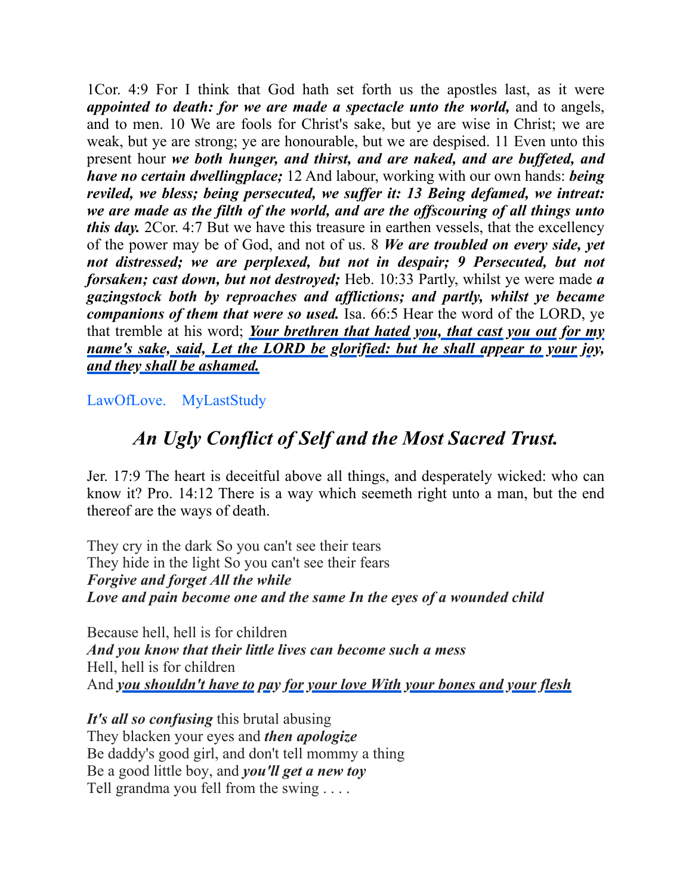1Cor. 4:9 For I think that God hath set forth us the apostles last, as it were ***appointed to death: for we are made a spectacle unto the world,*** and to angels, and to men. 10 We are fools for Christ's sake, but ye are wise in Christ; we are weak, but ye are strong; ye are honourable, but we are despised. 11 Even unto this present hour ***we both hunger, and thirst, and are naked, and are buffeted, and have no certain dwellingplace;*** 12 And labour, working with our own hands: ***being reviled, we bless; being persecuted, we suffer it: 13 Being defamed, we intreat: we are made as the filth of the world, and are the offscouring of all things unto this day.*** 2Cor. 4:7 But we have this treasure in earthen vessels, that the excellency of the power may be of God, and not of us. 8 ***We are troubled on every side, yet not distressed; we are perplexed, but not in despair; 9 Persecuted, but not forsaken; cast down, but not destroyed;*** Heb. 10:33 Partly, whilst ye were made ***a gazingstock both by reproaches and afflictions; and partly, whilst ye became companions of them that were so used.*** Isa. 66:5 Hear the word of the LORD, ye that tremble at his word; ***Your brethren that hated you, that cast you out for my name's sake, said, Let the LORD be glorified: but he shall appear to your joy, and they shall be ashamed.***

LawOfLove. MyLastStudy

## *An Ugly Conflict of Self and the Most Sacred Trust.*

Jer. 17:9 The heart is deceitful above all things, and desperately wicked: who can know it? Pro. 14:12 There is a way which seemeth right unto a man, but the end thereof are the ways of death.

They cry in the dark So you can't see their tears  
They hide in the light So you can't see their fears  
***Forgive and forget All the while***  
***Love and pain become one and the same In the eyes of a wounded child***

Because hell, hell is for children  
***And you know that their little lives can become such a mess***  
Hell, hell is for children  
And ***you shouldn't have to pay for your love With your bones and your flesh***

***It's all so confusing*** this brutal abusing  
They blacken your eyes and ***then apologize***  
Be daddy's good girl, and don't tell mommy a thing  
Be a good little boy, and ***you'll get a new toy***  
Tell grandma you fell from the swing . . . .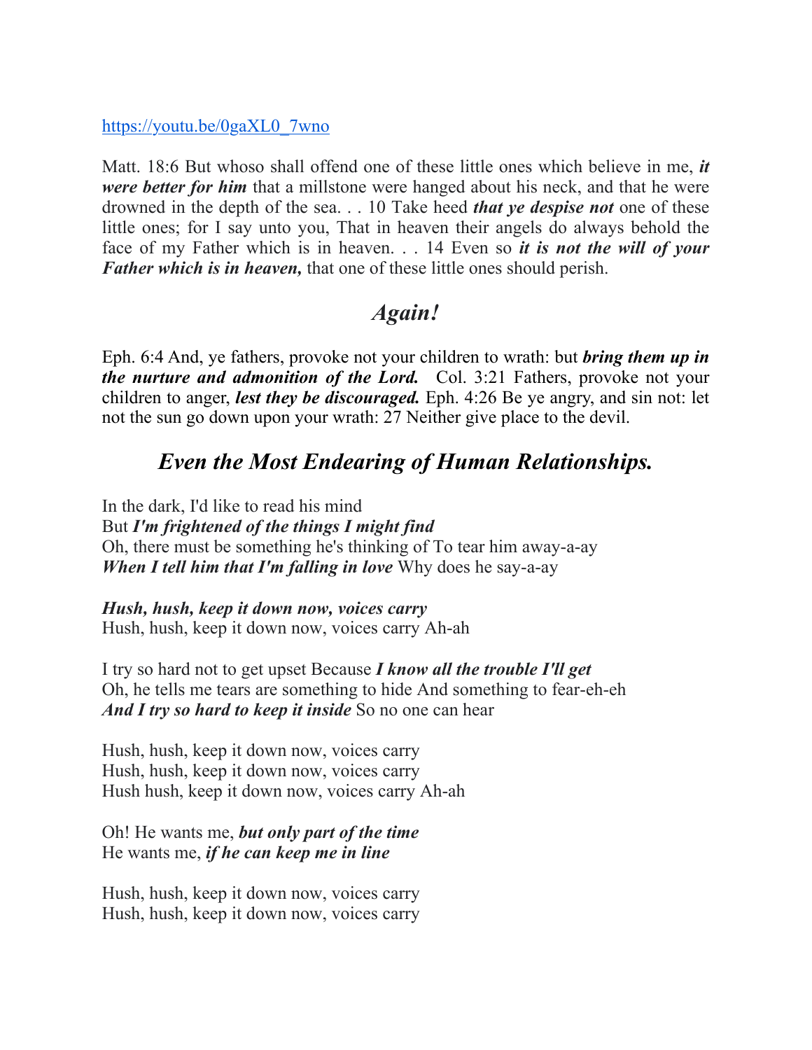https://youtu.be/0gaXL0_7wno

Matt. 18:6 But whoso shall offend one of these little ones which believe in me, ***it were better for him*** that a millstone were hanged about his neck, and that he were drowned in the depth of the sea. . . 10 Take heed ***that ye despise not*** one of these little ones; for I say unto you, That in heaven their angels do always behold the face of my Father which is in heaven. . . 14 Even so ***it is not the will of your Father which is in heaven,*** that one of these little ones should perish.

## *Again!*

Eph. 6:4 And, ye fathers, provoke not your children to wrath: but ***bring them up in the nurture and admonition of the Lord.*** Col. 3:21 Fathers, provoke not your children to anger, ***lest they be discouraged.*** Eph. 4:26 Be ye angry, and sin not: let not the sun go down upon your wrath: 27 Neither give place to the devil.

## *Even the Most Endearing of Human Relationships.*

In the dark, I'd like to read his mind
But ***I'm frightened of the things I might find***
Oh, there must be something he's thinking of To tear him away-a-ay
***When I tell him that I'm falling in love*** Why does he say-a-ay

***Hush, hush, keep it down now, voices carry***
Hush, hush, keep it down now, voices carry Ah-ah

I try so hard not to get upset Because ***I know all the trouble I'll get***
Oh, he tells me tears are something to hide And something to fear-eh-eh
***And I try so hard to keep it inside*** So no one can hear

Hush, hush, keep it down now, voices carry
Hush, hush, keep it down now, voices carry
Hush hush, keep it down now, voices carry Ah-ah

Oh! He wants me, ***but only part of the time***
He wants me, ***if he can keep me in line***

Hush, hush, keep it down now, voices carry
Hush, hush, keep it down now, voices carry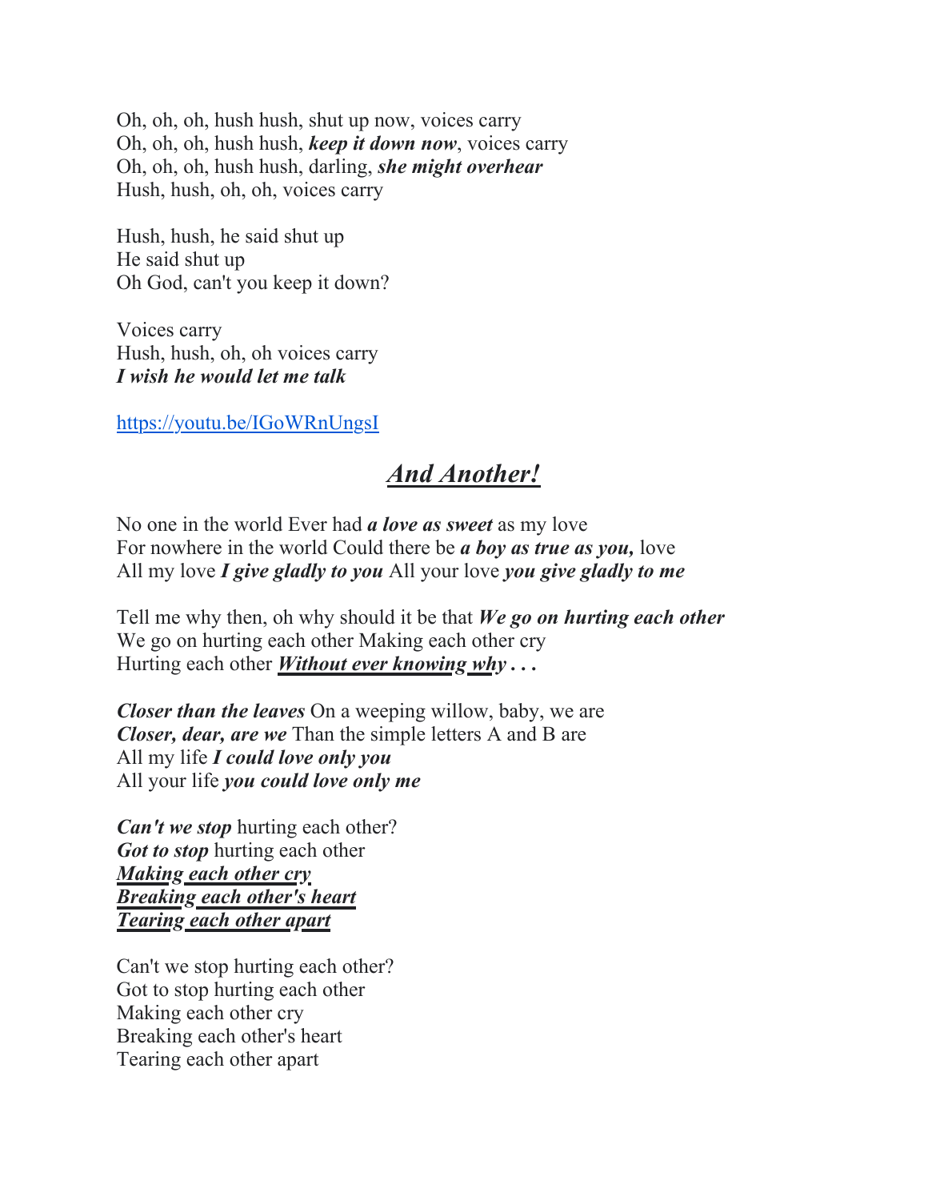Oh, oh, oh, hush hush, shut up now, voices carry
Oh, oh, oh, hush hush, ***keep it down now***, voices carry
Oh, oh, oh, hush hush, darling, ***she might overhear***
Hush, hush, oh, oh, voices carry

Hush, hush, he said shut up
He said shut up
Oh God, can't you keep it down?

Voices carry
Hush, hush, oh, oh voices carry
***I wish he would let me talk***

https://youtu.be/IGoWRnUngsI

## <u>***And Another!***</u>

No one in the world Ever had ***a love as sweet*** as my love
For nowhere in the world Could there be ***a boy as true as you,*** love
All my love ***I give gladly to you*** All your love ***you give gladly to me***

Tell me why then, oh why should it be that ***We go on hurting each other***
We go on hurting each other Making each other cry
Hurting each other <u>***Without ever knowing why***</u> ***. . .***

***Closer than the leaves*** On a weeping willow, baby, we are
***Closer, dear, are we*** Than the simple letters A and B are
All my life ***I could love only you***
All your life ***you could love only me***

***Can't we stop*** hurting each other?
***Got to stop*** hurting each other
<u>***Making each other cry***</u>
<u>***Breaking each other's heart***</u>
<u>***Tearing each other apart***</u>

Can't we stop hurting each other?
Got to stop hurting each other
Making each other cry
Breaking each other's heart
Tearing each other apart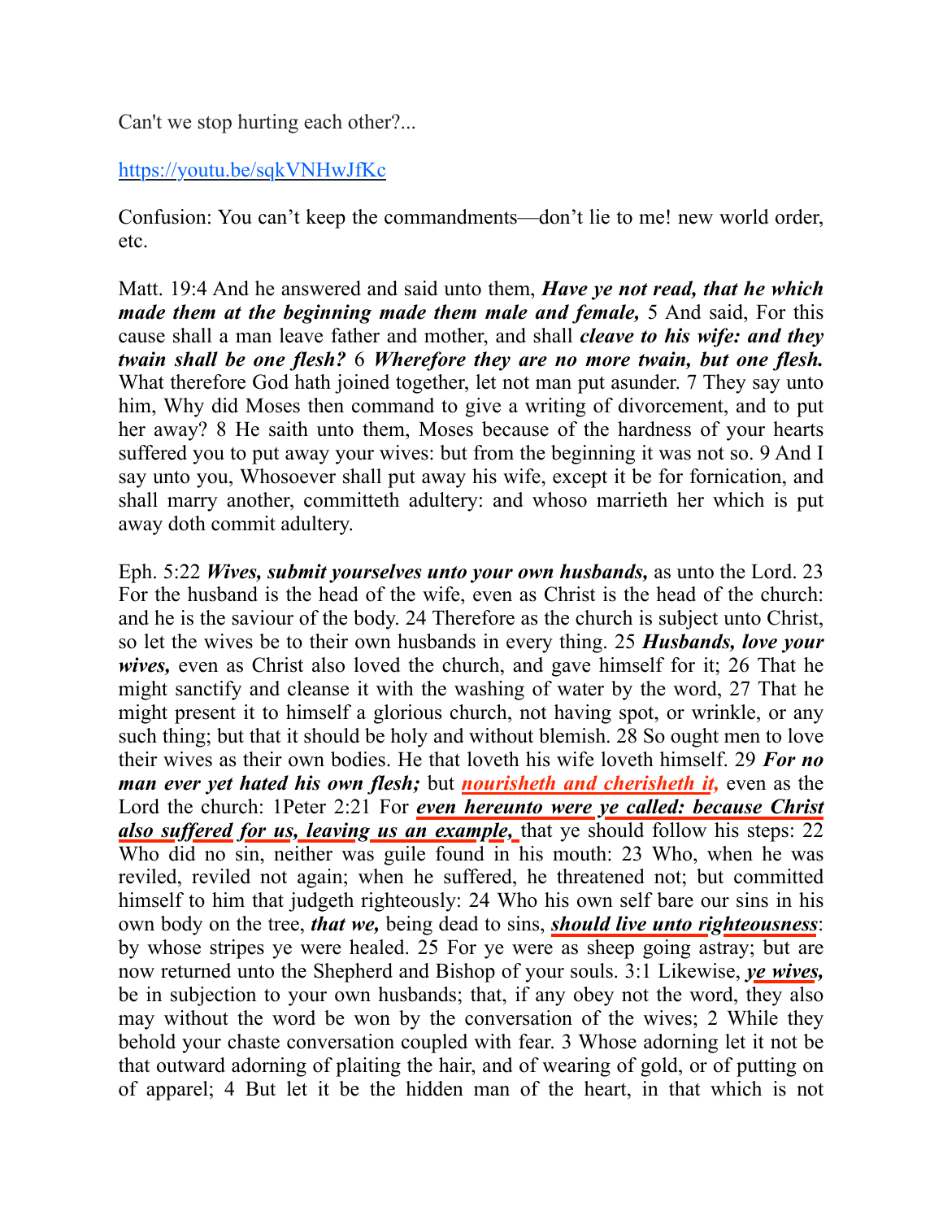Can't we stop hurting each other?...

https://youtu.be/sqkVNHwJfKc

Confusion: You can't keep the commandments—don't lie to me! new world order, etc.

Matt. 19:4 And he answered and said unto them, ***Have ye not read, that he which made them at the beginning made them male and female,*** 5 And said, For this cause shall a man leave father and mother, and shall ***cleave to his wife: and they twain shall be one flesh?*** 6 ***Wherefore they are no more twain, but one flesh.*** What therefore God hath joined together, let not man put asunder. 7 They say unto him, Why did Moses then command to give a writing of divorcement, and to put her away? 8 He saith unto them, Moses because of the hardness of your hearts suffered you to put away your wives: but from the beginning it was not so. 9 And I say unto you, Whosoever shall put away his wife, except it be for fornication, and shall marry another, committeth adultery: and whoso marrieth her which is put away doth commit adultery.

Eph. 5:22 ***Wives, submit yourselves unto your own husbands,*** as unto the Lord. 23 For the husband is the head of the wife, even as Christ is the head of the church: and he is the saviour of the body. 24 Therefore as the church is subject unto Christ, so let the wives be to their own husbands in every thing. 25 ***Husbands, love your wives,*** even as Christ also loved the church, and gave himself for it; 26 That he might sanctify and cleanse it with the washing of water by the word, 27 That he might present it to himself a glorious church, not having spot, or wrinkle, or any such thing; but that it should be holy and without blemish. 28 So ought men to love their wives as their own bodies. He that loveth his wife loveth himself. 29 ***For no man ever yet hated his own flesh;*** but ***nourisheth and cherisheth it,*** even as the Lord the church: 1Peter 2:21 For ***even hereunto were ye called: because Christ also suffered for us, leaving us an example,*** that ye should follow his steps: 22 Who did no sin, neither was guile found in his mouth: 23 Who, when he was reviled, reviled not again; when he suffered, he threatened not; but committed himself to him that judgeth righteously: 24 Who his own self bare our sins in his own body on the tree, ***that we,*** being dead to sins, ***should live unto righteousness***: by whose stripes ye were healed. 25 For ye were as sheep going astray; but are now returned unto the Shepherd and Bishop of your souls. 3:1 Likewise, ***ye wives,*** be in subjection to your own husbands; that, if any obey not the word, they also may without the word be won by the conversation of the wives; 2 While they behold your chaste conversation coupled with fear. 3 Whose adorning let it not be that outward adorning of plaiting the hair, and of wearing of gold, or of putting on of apparel; 4 But let it be the hidden man of the heart, in that which is not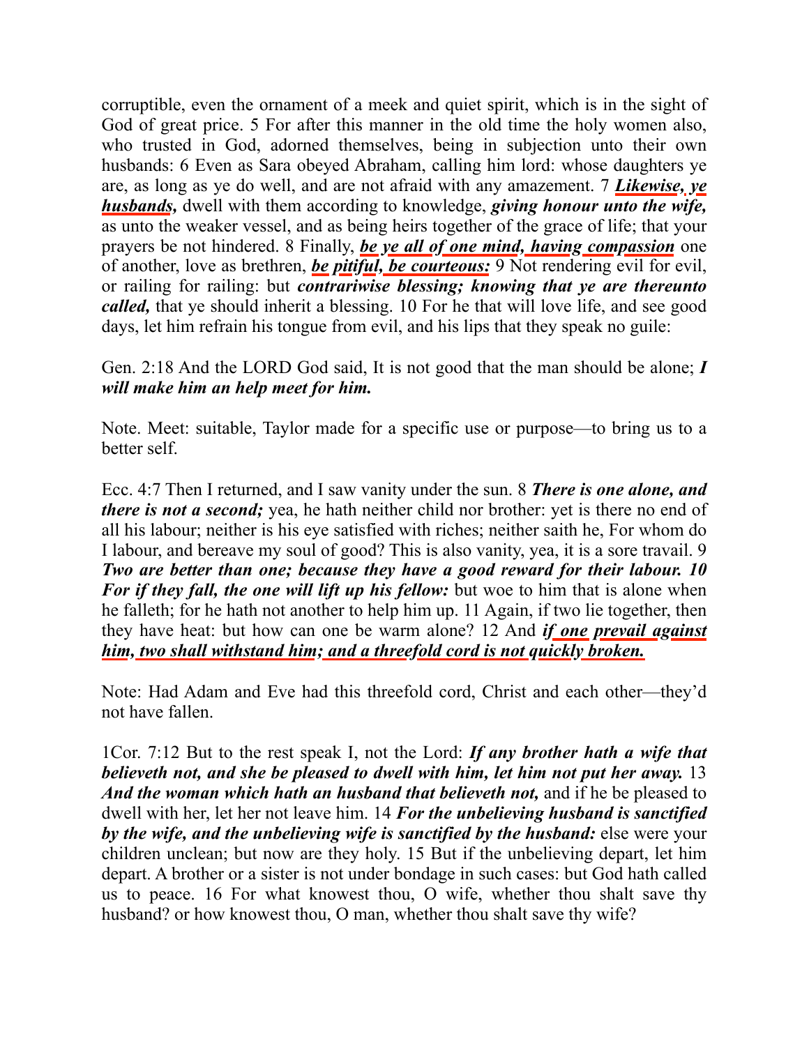corruptible, even the ornament of a meek and quiet spirit, which is in the sight of God of great price. 5 For after this manner in the old time the holy women also, who trusted in God, adorned themselves, being in subjection unto their own husbands: 6 Even as Sara obeyed Abraham, calling him lord: whose daughters ye are, as long as ye do well, and are not afraid with any amazement. 7 ***Likewise, ye husbands,*** dwell with them according to knowledge, ***giving honour unto the wife,*** as unto the weaker vessel, and as being heirs together of the grace of life; that your prayers be not hindered. 8 Finally, ***be ye all of one mind, having compassion*** one of another, love as brethren, ***be pitiful, be courteous:*** 9 Not rendering evil for evil, or railing for railing: but ***contrariwise blessing; knowing that ye are thereunto called,*** that ye should inherit a blessing. 10 For he that will love life, and see good days, let him refrain his tongue from evil, and his lips that they speak no guile:

Gen. 2:18 And the LORD God said, It is not good that the man should be alone; ***I will make him an help meet for him.***

Note. Meet: suitable, Taylor made for a specific use or purpose—to bring us to a better self.

Ecc. 4:7 Then I returned, and I saw vanity under the sun. 8 ***There is one alone, and there is not a second;*** yea, he hath neither child nor brother: yet is there no end of all his labour; neither is his eye satisfied with riches; neither saith he, For whom do I labour, and bereave my soul of good? This is also vanity, yea, it is a sore travail. 9 ***Two are better than one; because they have a good reward for their labour. 10 For if they fall, the one will lift up his fellow:*** but woe to him that is alone when he falleth; for he hath not another to help him up. 11 Again, if two lie together, then they have heat: but how can one be warm alone? 12 And ***if one prevail against him, two shall withstand him; and a threefold cord is not quickly broken.***

Note: Had Adam and Eve had this threefold cord, Christ and each other—they'd not have fallen.

1Cor. 7:12 But to the rest speak I, not the Lord: ***If any brother hath a wife that believeth not, and she be pleased to dwell with him, let him not put her away.*** 13 ***And the woman which hath an husband that believeth not,*** and if he be pleased to dwell with her, let her not leave him. 14 ***For the unbelieving husband is sanctified by the wife, and the unbelieving wife is sanctified by the husband:*** else were your children unclean; but now are they holy. 15 But if the unbelieving depart, let him depart. A brother or a sister is not under bondage in such cases: but God hath called us to peace. 16 For what knowest thou, O wife, whether thou shalt save thy husband? or how knowest thou, O man, whether thou shalt save thy wife?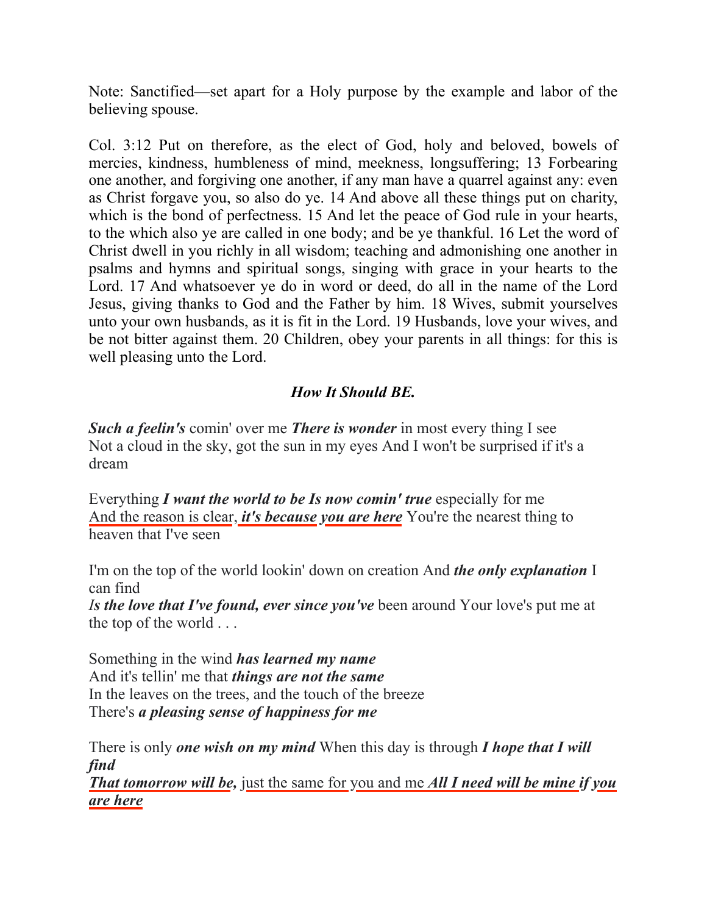Note: Sanctified—set apart for a Holy purpose by the example and labor of the believing spouse.

Col. 3:12 Put on therefore, as the elect of God, holy and beloved, bowels of mercies, kindness, humbleness of mind, meekness, longsuffering; 13 Forbearing one another, and forgiving one another, if any man have a quarrel against any: even as Christ forgave you, so also do ye. 14 And above all these things put on charity, which is the bond of perfectness. 15 And let the peace of God rule in your hearts, to the which also ye are called in one body; and be ye thankful. 16 Let the word of Christ dwell in you richly in all wisdom; teaching and admonishing one another in psalms and hymns and spiritual songs, singing with grace in your hearts to the Lord. 17 And whatsoever ye do in word or deed, do all in the name of the Lord Jesus, giving thanks to God and the Father by him. 18 Wives, submit yourselves unto your own husbands, as it is fit in the Lord. 19 Husbands, love your wives, and be not bitter against them. 20 Children, obey your parents in all things: for this is well pleasing unto the Lord.

### ***How It Should BE.***

***Such a feelin's*** comin' over me ***There is wonder*** in most every thing I see
Not a cloud in the sky, got the sun in my eyes And I won't be surprised if it's a dream

Everything ***I want the world to be Is now comin' true*** especially for me
And the reason is clear, ***it's because you are here*** You're the nearest thing to heaven that I've seen

I'm on the top of the world lookin' down on creation And ***the only explanation*** I can find
***Is the love that I've found, ever since you've*** been around Your love's put me at the top of the world . . .

Something in the wind ***has learned my name***
And it's tellin' me that ***things are not the same***
In the leaves on the trees, and the touch of the breeze
There's ***a pleasing sense of happiness for me***

There is only ***one wish on my mind*** When this day is through ***I hope that I will find***
***That tomorrow will be,*** just the same for you and me ***All I need will be mine if you are here***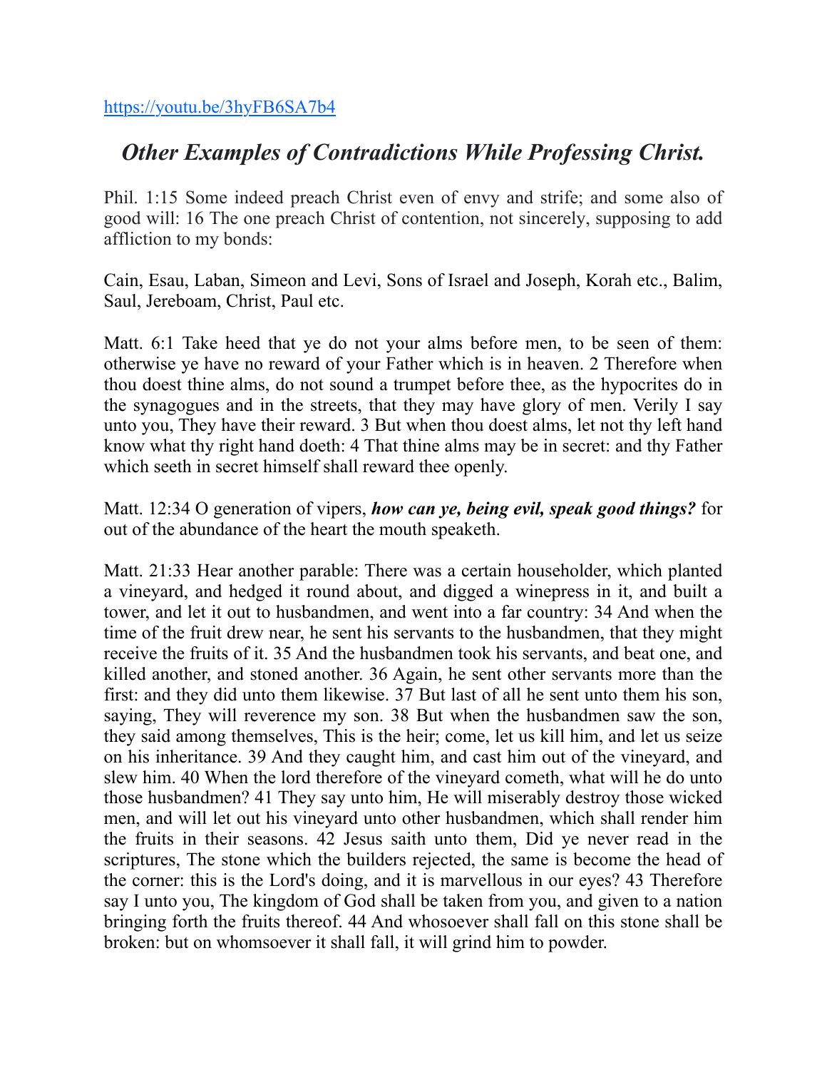https://youtu.be/3hyFB6SA7b4

## *Other Examples of Contradictions While Professing Christ.*

Phil. 1:15 Some indeed preach Christ even of envy and strife; and some also of good will: 16 The one preach Christ of contention, not sincerely, supposing to add affliction to my bonds:

Cain, Esau, Laban, Simeon and Levi, Sons of Israel and Joseph, Korah etc., Balim, Saul, Jereboam, Christ, Paul etc.

Matt. 6:1 Take heed that ye do not your alms before men, to be seen of them: otherwise ye have no reward of your Father which is in heaven. 2 Therefore when thou doest thine alms, do not sound a trumpet before thee, as the hypocrites do in the synagogues and in the streets, that they may have glory of men. Verily I say unto you, They have their reward. 3 But when thou doest alms, let not thy left hand know what thy right hand doeth: 4 That thine alms may be in secret: and thy Father which seeth in secret himself shall reward thee openly.

Matt. 12:34 O generation of vipers, ***how can ye, being evil, speak good things?*** for out of the abundance of the heart the mouth speaketh.

Matt. 21:33 Hear another parable: There was a certain householder, which planted a vineyard, and hedged it round about, and digged a winepress in it, and built a tower, and let it out to husbandmen, and went into a far country: 34 And when the time of the fruit drew near, he sent his servants to the husbandmen, that they might receive the fruits of it. 35 And the husbandmen took his servants, and beat one, and killed another, and stoned another. 36 Again, he sent other servants more than the first: and they did unto them likewise. 37 But last of all he sent unto them his son, saying, They will reverence my son. 38 But when the husbandmen saw the son, they said among themselves, This is the heir; come, let us kill him, and let us seize on his inheritance. 39 And they caught him, and cast him out of the vineyard, and slew him. 40 When the lord therefore of the vineyard cometh, what will he do unto those husbandmen? 41 They say unto him, He will miserably destroy those wicked men, and will let out his vineyard unto other husbandmen, which shall render him the fruits in their seasons. 42 Jesus saith unto them, Did ye never read in the scriptures, The stone which the builders rejected, the same is become the head of the corner: this is the Lord's doing, and it is marvellous in our eyes? 43 Therefore say I unto you, The kingdom of God shall be taken from you, and given to a nation bringing forth the fruits thereof. 44 And whosoever shall fall on this stone shall be broken: but on whomsoever it shall fall, it will grind him to powder.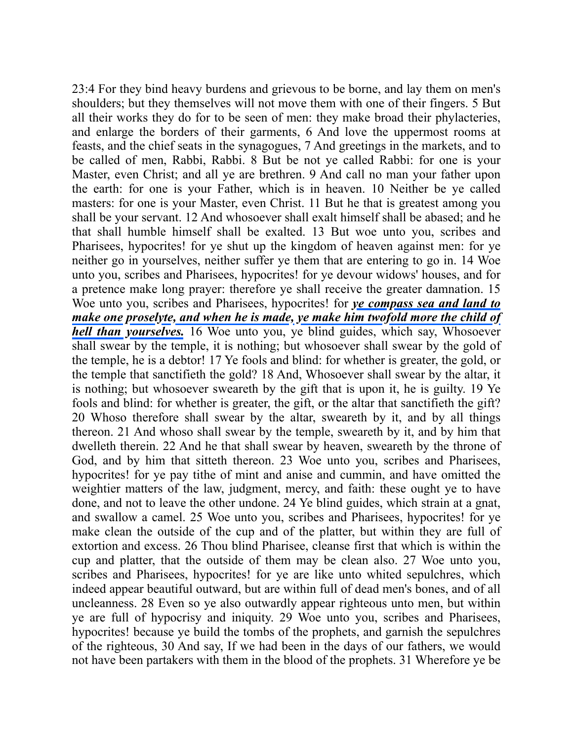23:4 For they bind heavy burdens and grievous to be borne, and lay them on men's shoulders; but they themselves will not move them with one of their fingers. 5 But all their works they do for to be seen of men: they make broad their phylacteries, and enlarge the borders of their garments, 6 And love the uppermost rooms at feasts, and the chief seats in the synagogues, 7 And greetings in the markets, and to be called of men, Rabbi, Rabbi. 8 But be not ye called Rabbi: for one is your Master, even Christ; and all ye are brethren. 9 And call no man your father upon the earth: for one is your Father, which is in heaven. 10 Neither be ye called masters: for one is your Master, even Christ. 11 But he that is greatest among you shall be your servant. 12 And whosoever shall exalt himself shall be abased; and he that shall humble himself shall be exalted. 13 But woe unto you, scribes and Pharisees, hypocrites! for ye shut up the kingdom of heaven against men: for ye neither go in yourselves, neither suffer ye them that are entering to go in. 14 Woe unto you, scribes and Pharisees, hypocrites! for ye devour widows' houses, and for a pretence make long prayer: therefore ye shall receive the greater damnation. 15 Woe unto you, scribes and Pharisees, hypocrites! for ***ye compass sea and land to make one proselyte, and when he is made, ye make him twofold more the child of hell than yourselves.*** 16 Woe unto you, ye blind guides, which say, Whosoever shall swear by the temple, it is nothing; but whosoever shall swear by the gold of the temple, he is a debtor! 17 Ye fools and blind: for whether is greater, the gold, or the temple that sanctifieth the gold? 18 And, Whosoever shall swear by the altar, it is nothing; but whosoever sweareth by the gift that is upon it, he is guilty. 19 Ye fools and blind: for whether is greater, the gift, or the altar that sanctifieth the gift? 20 Whoso therefore shall swear by the altar, sweareth by it, and by all things thereon. 21 And whoso shall swear by the temple, sweareth by it, and by him that dwelleth therein. 22 And he that shall swear by heaven, sweareth by the throne of God, and by him that sitteth thereon. 23 Woe unto you, scribes and Pharisees, hypocrites! for ye pay tithe of mint and anise and cummin, and have omitted the weightier matters of the law, judgment, mercy, and faith: these ought ye to have done, and not to leave the other undone. 24 Ye blind guides, which strain at a gnat, and swallow a camel. 25 Woe unto you, scribes and Pharisees, hypocrites! for ye make clean the outside of the cup and of the platter, but within they are full of extortion and excess. 26 Thou blind Pharisee, cleanse first that which is within the cup and platter, that the outside of them may be clean also. 27 Woe unto you, scribes and Pharisees, hypocrites! for ye are like unto whited sepulchres, which indeed appear beautiful outward, but are within full of dead men's bones, and of all uncleanness. 28 Even so ye also outwardly appear righteous unto men, but within ye are full of hypocrisy and iniquity. 29 Woe unto you, scribes and Pharisees, hypocrites! because ye build the tombs of the prophets, and garnish the sepulchres of the righteous, 30 And say, If we had been in the days of our fathers, we would not have been partakers with them in the blood of the prophets. 31 Wherefore ye be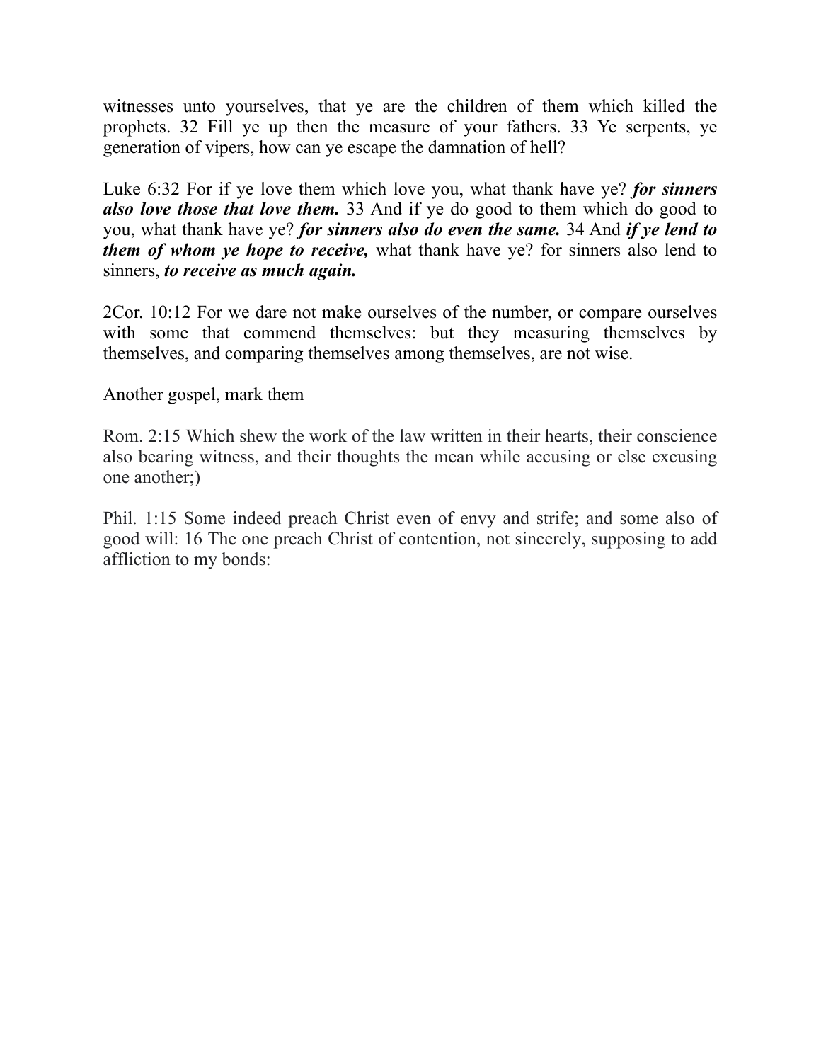witnesses unto yourselves, that ye are the children of them which killed the prophets. 32 Fill ye up then the measure of your fathers. 33 Ye serpents, ye generation of vipers, how can ye escape the damnation of hell?

Luke 6:32 For if ye love them which love you, what thank have ye? ***for sinners also love those that love them.*** 33 And if ye do good to them which do good to you, what thank have ye? ***for sinners also do even the same.*** 34 And ***if ye lend to them of whom ye hope to receive,*** what thank have ye? for sinners also lend to sinners, ***to receive as much again.***

2Cor. 10:12 For we dare not make ourselves of the number, or compare ourselves with some that commend themselves: but they measuring themselves by themselves, and comparing themselves among themselves, are not wise.

Another gospel, mark them

Rom. 2:15 Which shew the work of the law written in their hearts, their conscience also bearing witness, and their thoughts the mean while accusing or else excusing one another;)

Phil. 1:15 Some indeed preach Christ even of envy and strife; and some also of good will: 16 The one preach Christ of contention, not sincerely, supposing to add affliction to my bonds: